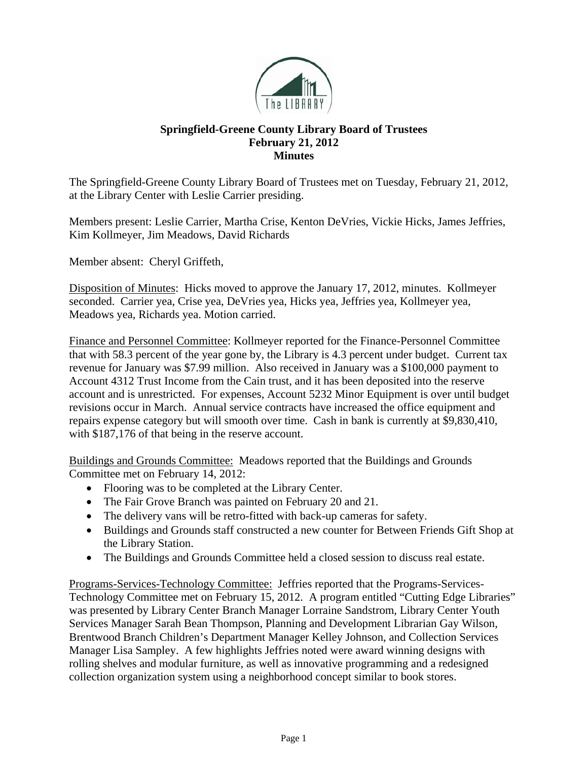**Springfield-Greene County Library Board of Trustees**
**February 21, 2012**
**Minutes**

The Springfield-Greene County Library Board of Trustees met on Tuesday, February 21, 2012, at the Library Center with Leslie Carrier presiding.

Members present: Leslie Carrier, Martha Crise, Kenton DeVries, Vickie Hicks, James Jeffries, Kim Kollmeyer, Jim Meadows, David Richards

Member absent: Cheryl Griffeth,

Disposition of Minutes: Hicks moved to approve the January 17, 2012, minutes. Kollmeyer seconded. Carrier yea, Crise yea, DeVries yea, Hicks yea, Jeffries yea, Kollmeyer yea, Meadows yea, Richards yea. Motion carried.

Finance and Personnel Committee: Kollmeyer reported for the Finance-Personnel Committee that with 58.3 percent of the year gone by, the Library is 4.3 percent under budget. Current tax revenue for January was $7.99 million. Also received in January was a $100,000 payment to Account 4312 Trust Income from the Cain trust, and it has been deposited into the reserve account and is unrestricted. For expenses, Account 5232 Minor Equipment is over until budget revisions occur in March. Annual service contracts have increased the office equipment and repairs expense category but will smooth over time. Cash in bank is currently at $9,830,410, with $187,176 of that being in the reserve account.

Buildings and Grounds Committee: Meadows reported that the Buildings and Grounds Committee met on February 14, 2012:

- Flooring was to be completed at the Library Center.
- The Fair Grove Branch was painted on February 20 and 21.
- The delivery vans will be retro-fitted with back-up cameras for safety.
- Buildings and Grounds staff constructed a new counter for Between Friends Gift Shop at the Library Station.
- The Buildings and Grounds Committee held a closed session to discuss real estate.

Programs-Services-Technology Committee: Jeffries reported that the Programs-Services-Technology Committee met on February 15, 2012. A program entitled "Cutting Edge Libraries" was presented by Library Center Branch Manager Lorraine Sandstrom, Library Center Youth Services Manager Sarah Bean Thompson, Planning and Development Librarian Gay Wilson, Brentwood Branch Children's Department Manager Kelley Johnson, and Collection Services Manager Lisa Sampley. A few highlights Jeffries noted were award winning designs with rolling shelves and modular furniture, as well as innovative programming and a redesigned collection organization system using a neighborhood concept similar to book stores.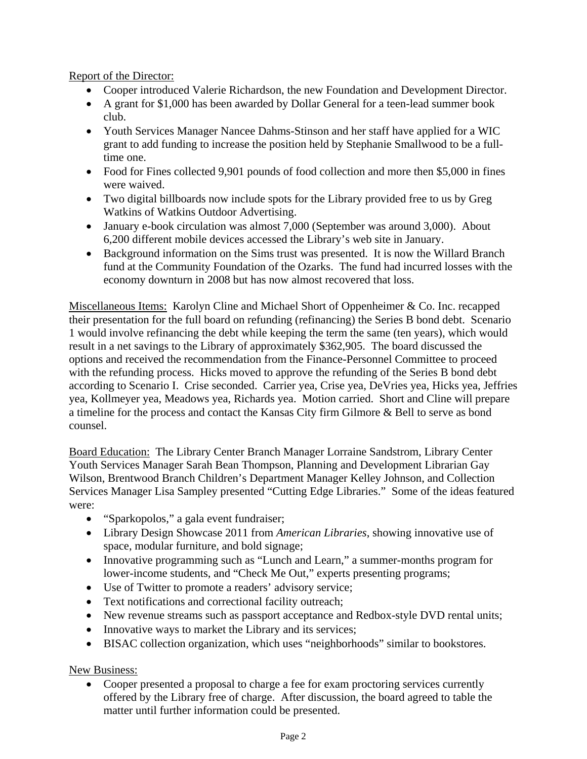Report of the Director:

- Cooper introduced Valerie Richardson, the new Foundation and Development Director.
- A grant for $1,000 has been awarded by Dollar General for a teen-lead summer book club.
- Youth Services Manager Nancee Dahms-Stinson and her staff have applied for a WIC grant to add funding to increase the position held by Stephanie Smallwood to be a full-time one.
- Food for Fines collected 9,901 pounds of food collection and more then $5,000 in fines were waived.
- Two digital billboards now include spots for the Library provided free to us by Greg Watkins of Watkins Outdoor Advertising.
- January e-book circulation was almost 7,000 (September was around 3,000). About 6,200 different mobile devices accessed the Library's web site in January.
- Background information on the Sims trust was presented. It is now the Willard Branch fund at the Community Foundation of the Ozarks. The fund had incurred losses with the economy downturn in 2008 but has now almost recovered that loss.

Miscellaneous Items: Karolyn Cline and Michael Short of Oppenheimer & Co. Inc. recapped their presentation for the full board on refunding (refinancing) the Series B bond debt. Scenario 1 would involve refinancing the debt while keeping the term the same (ten years), which would result in a net savings to the Library of approximately $362,905. The board discussed the options and received the recommendation from the Finance-Personnel Committee to proceed with the refunding process. Hicks moved to approve the refunding of the Series B bond debt according to Scenario I. Crise seconded. Carrier yea, Crise yea, DeVries yea, Hicks yea, Jeffries yea, Kollmeyer yea, Meadows yea, Richards yea. Motion carried. Short and Cline will prepare a timeline for the process and contact the Kansas City firm Gilmore & Bell to serve as bond counsel.

Board Education: The Library Center Branch Manager Lorraine Sandstrom, Library Center Youth Services Manager Sarah Bean Thompson, Planning and Development Librarian Gay Wilson, Brentwood Branch Children's Department Manager Kelley Johnson, and Collection Services Manager Lisa Sampley presented "Cutting Edge Libraries." Some of the ideas featured were:

- "Sparkopolos," a gala event fundraiser;
- Library Design Showcase 2011 from *American Libraries*, showing innovative use of space, modular furniture, and bold signage;
- Innovative programming such as "Lunch and Learn," a summer-months program for lower-income students, and "Check Me Out," experts presenting programs;
- Use of Twitter to promote a readers' advisory service;
- Text notifications and correctional facility outreach;
- New revenue streams such as passport acceptance and Redbox-style DVD rental units;
- Innovative ways to market the Library and its services;
- BISAC collection organization, which uses "neighborhoods" similar to bookstores.

New Business:

- Cooper presented a proposal to charge a fee for exam proctoring services currently offered by the Library free of charge. After discussion, the board agreed to table the matter until further information could be presented.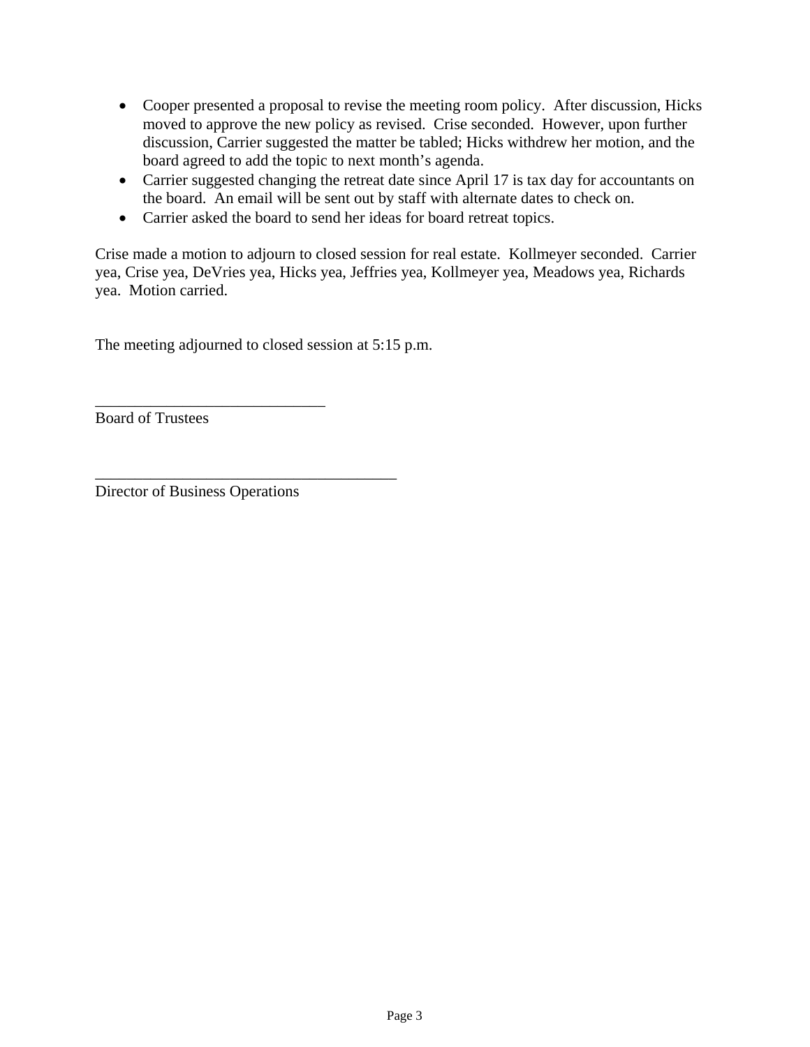- Cooper presented a proposal to revise the meeting room policy. After discussion, Hicks moved to approve the new policy as revised. Crise seconded. However, upon further discussion, Carrier suggested the matter be tabled; Hicks withdrew her motion, and the board agreed to add the topic to next month's agenda.
- Carrier suggested changing the retreat date since April 17 is tax day for accountants on the board. An email will be sent out by staff with alternate dates to check on.
- Carrier asked the board to send her ideas for board retreat topics.

Crise made a motion to adjourn to closed session for real estate. Kollmeyer seconded. Carrier yea, Crise yea, DeVries yea, Hicks yea, Jeffries yea, Kollmeyer yea, Meadows yea, Richards yea. Motion carried.

The meeting adjourned to closed session at 5:15 p.m.

\_\_\_\_\_\_\_\_\_\_\_\_\_\_\_\_\_\_\_\_\_\_\_\_\_\_\_\_\_\_

Board of Trustees

\_\_\_\_\_\_\_\_\_\_\_\_\_\_\_\_\_\_\_\_\_\_\_\_\_\_\_\_\_\_\_\_\_\_\_\_\_\_\_

Director of Business Operations